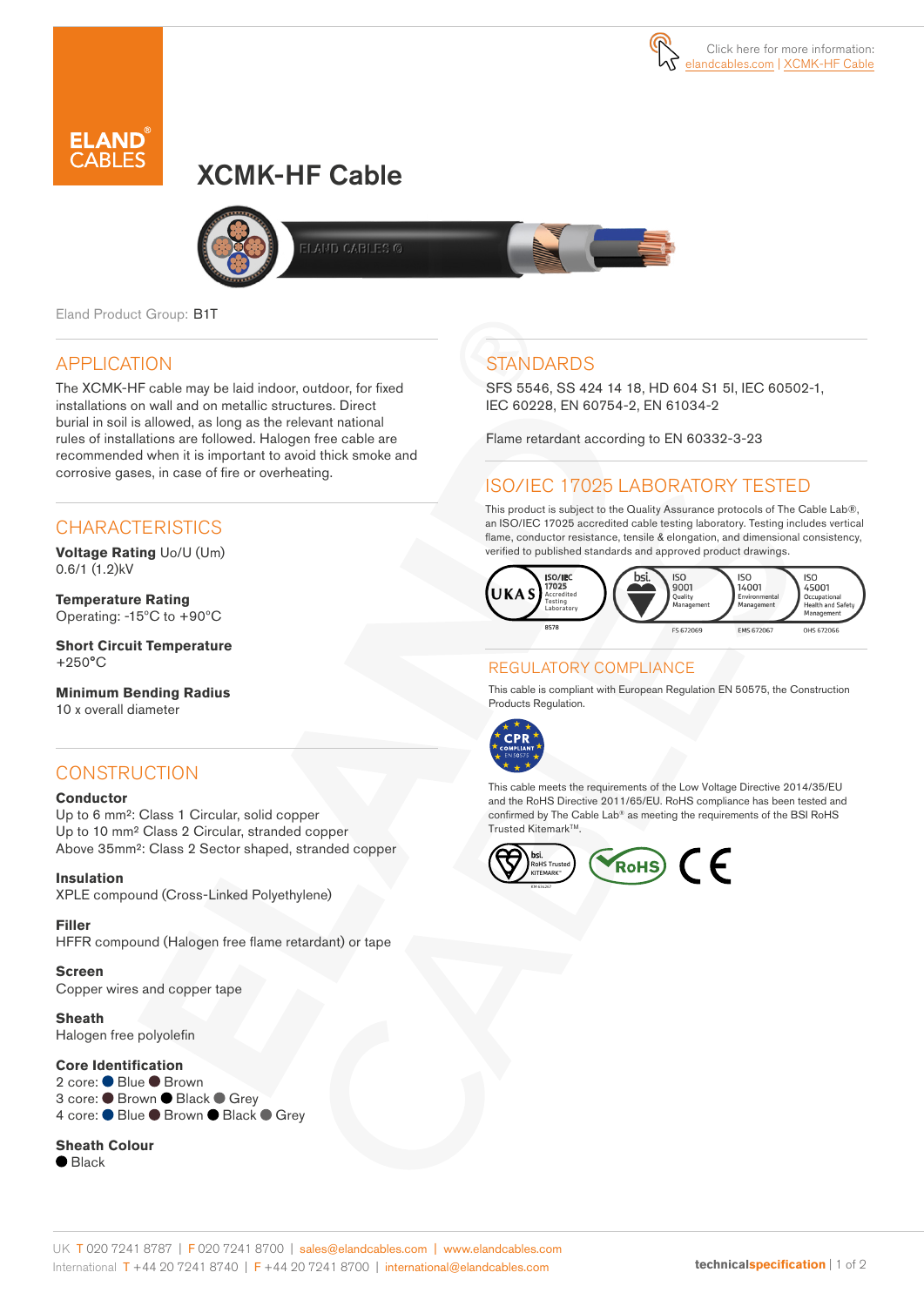Click here for more information: elandcables.com | XCMK-HF Cable

# XCMK-HF Cable

Eland Product Group: B1T

## APPLICATION

The XCMK-HF cable may be laid indoor, outdoor, for fixed installations on wall and on metallic structures. Direct burial in soil is allowed, as long as the relevant national rules of installations are followed. Halogen free cable are recommended when it is important to avoid thick smoke and corrosive gases, in case of fire or overheating.

## CHARACTERISTICS

**Voltage Rating** Uo/U (Um)
0.6/1 (1.2)kV

**Temperature Rating**
Operating: -15°C to +90°C

**Short Circuit Temperature**
+250°C

**Minimum Bending Radius**
10 x overall diameter

## CONSTRUCTION

**Conductor**
Up to 6 mm²: Class 1 Circular, solid copper
Up to 10 mm² Class 2 Circular, stranded copper
Above 35mm²: Class 2 Sector shaped, stranded copper

**Insulation**
XPLE compound (Cross-Linked Polyethylene)

**Filler**
HFFR compound (Halogen free flame retardant) or tape

**Screen**
Copper wires and copper tape

**Sheath**
Halogen free polyolefin

**Core Identification**
2 core: ● Blue ● Brown
3 core: ● Brown ● Black ● Grey
4 core: ● Blue ● Brown ● Black ● Grey

**Sheath Colour**
● Black

## STANDARDS

SFS 5546, SS 424 14 18, HD 604 S1 5I, IEC 60502-1, IEC 60228, EN 60754-2, EN 61034-2

Flame retardant according to EN 60332-3-23

## ISO/IEC 17025 LABORATORY TESTED

This product is subject to the Quality Assurance protocols of The Cable Lab®, an ISO/IEC 17025 accredited cable testing laboratory. Testing includes vertical flame, conductor resistance, tensile & elongation, and dimensional consistency, verified to published standards and approved product drawings.

UKAS ISO/IEC 17025 Accredited Testing Laboratory 8578 | bsi. ISO 9001 Quality Management FS 672069 | ISO 14001 Environmental Management EMS 672067 | ISO 45001 Occupational Health and Safety Management OHS 672066

## REGULATORY COMPLIANCE

This cable is compliant with European Regulation EN 50575, the Construction Products Regulation.

CPR COMPLIANT EN 50575

This cable meets the requirements of the Low Voltage Directive 2014/35/EU and the RoHS Directive 2011/65/EU. RoHS compliance has been tested and confirmed by The Cable Lab® as meeting the requirements of the BSI RoHS Trusted Kitemark™.

bsi. RoHS Trusted KITEMARK™ | RoHS | CE

UK T 020 7241 8787 | F 020 7241 8700 | sales@elandcables.com | www.elandcables.com
International T +44 20 7241 8740 | F +44 20 7241 8700 | international@elandcables.com

technicalspecification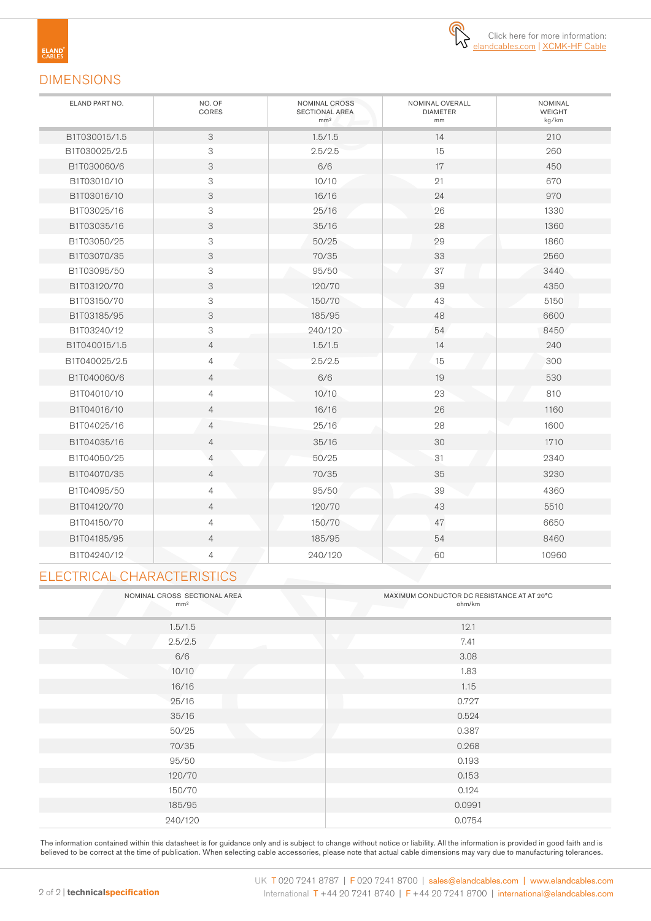Click here for more information: elandcables.com | XCMK-HF Cable

## DIMENSIONS

| ELAND PART NO. | NO. OF CORES | NOMINAL CROSS SECTIONAL AREA mm² | NOMINAL OVERALL DIAMETER mm | NOMINAL WEIGHT kg/km |
|---|---|---|---|---|
| B1T030015/1.5 | 3 | 1.5/1.5 | 14 | 210 |
| B1T030025/2.5 | 3 | 2.5/2.5 | 15 | 260 |
| B1T030060/6 | 3 | 6/6 | 17 | 450 |
| B1T03010/10 | 3 | 10/10 | 21 | 670 |
| B1T03016/10 | 3 | 16/16 | 24 | 970 |
| B1T03025/16 | 3 | 25/16 | 26 | 1330 |
| B1T03035/16 | 3 | 35/16 | 28 | 1360 |
| B1T03050/25 | 3 | 50/25 | 29 | 1860 |
| B1T03070/35 | 3 | 70/35 | 33 | 2560 |
| B1T03095/50 | 3 | 95/50 | 37 | 3440 |
| B1T03120/70 | 3 | 120/70 | 39 | 4350 |
| B1T03150/70 | 3 | 150/70 | 43 | 5150 |
| B1T03185/95 | 3 | 185/95 | 48 | 6600 |
| B1T03240/12 | 3 | 240/120 | 54 | 8450 |
| B1T040015/1.5 | 4 | 1.5/1.5 | 14 | 240 |
| B1T040025/2.5 | 4 | 2.5/2.5 | 15 | 300 |
| B1T040060/6 | 4 | 6/6 | 19 | 530 |
| B1T04010/10 | 4 | 10/10 | 23 | 810 |
| B1T04016/10 | 4 | 16/10 | 26 | 1160 |
| B1T04025/16 | 4 | 25/16 | 28 | 1600 |
| B1T04035/16 | 4 | 35/16 | 30 | 1710 |
| B1T04050/25 | 4 | 50/25 | 31 | 2340 |
| B1T04070/35 | 4 | 70/35 | 35 | 3230 |
| B1T04095/50 | 4 | 95/50 | 39 | 4360 |
| B1T04120/70 | 4 | 120/70 | 43 | 5510 |
| B1T04150/70 | 4 | 150/70 | 47 | 6650 |
| B1T04185/95 | 4 | 185/95 | 54 | 8460 |
| B1T04240/12 | 4 | 240/120 | 60 | 10960 |

## ELECTRICAL CHARACTERISTICS

| NOMINAL CROSS SECTIONAL AREA mm² | MAXIMUM CONDUCTOR DC RESISTANCE AT AT 20°C ohm/km |
|---|---|
| 1.5/1.5 | 12.1 |
| 2.5/2.5 | 7.41 |
| 6/6 | 3.08 |
| 10/10 | 1.83 |
| 16/16 | 1.15 |
| 25/16 | 0.727 |
| 35/16 | 0.524 |
| 50/25 | 0.387 |
| 70/35 | 0.268 |
| 95/50 | 0.193 |
| 120/70 | 0.153 |
| 150/70 | 0.124 |
| 185/95 | 0.0991 |
| 240/120 | 0.0754 |

The information contained within this datasheet is for guidance only and is subject to change without notice or liability. All the information is provided in good faith and is believed to be correct at the time of publication. When selecting cable accessories, please note that actual cable dimensions may vary due to manufacturing tolerances.

UK T 020 7241 8787 | F 020 7241 8700 | sales@elandcables.com | www.elandcables.com
International T +44 20 7241 8740 | F +44 20 7241 8700 | international@elandcables.com